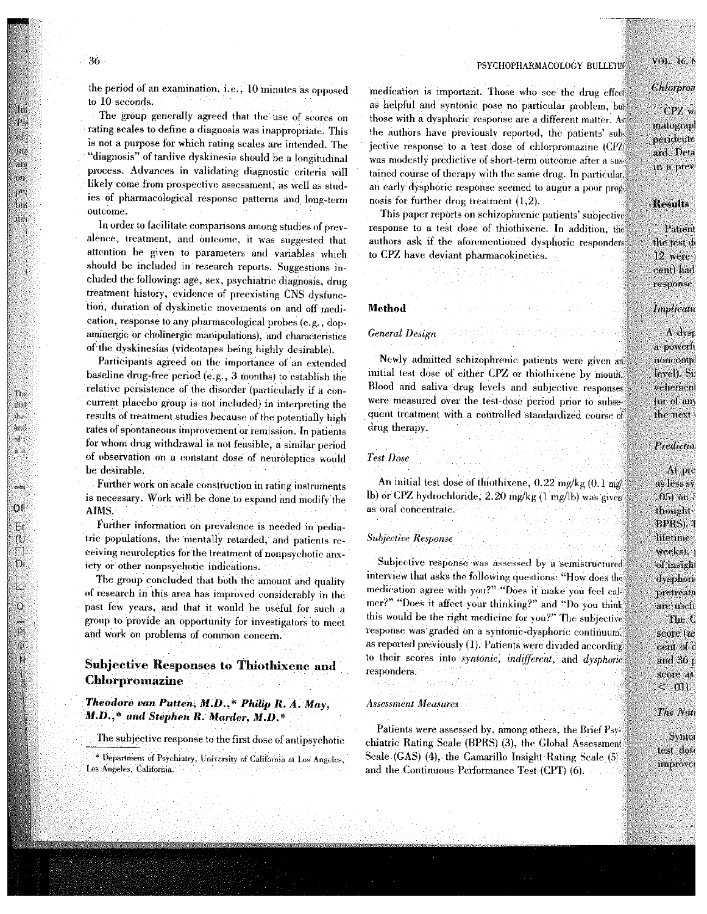the period of an examination, i.e., 10 minutes as opposed to 10 seconds.

The group generally agreed that the use of scores on rating scales to define a diagnosis was inappropriate. This is not a purpose for which rating scales are intended. The "diagnosis" of tardive dyskinesia should be a longitudinal process. Advances in validating diagnostic criteria will likely come from prospective assessment, as well as studies of pharmacological response patterns and long-term outcome.

In order to facilitate comparisons among studies of prevalence, treatment, and outcome, it was suggested that attention be given to parameters and variables which should be included in research reports. Suggestions included the following: age, sex, psychiatric diagnosis, drug treatment history, evidence of preexisting CNS dysfunction, duration of dyskinetic movements on and off medication, response to any pharmacological probes (e.g., dopaminergic or cholinergic manipulations), and characteristics of the dyskinesias (videotapes being highly desirable).

Participants agreed on the importance of an extended baseline drug-free period (e.g., 3 months) to establish the relative persistence of the disorder (particularly if a concurrent placebo group is not included) in interpreting the results of treatment studies because of the potentially high rates of spontaneous improvement or remission. In patients for whom drug withdrawal is not feasible, a similar period of observation on a constant dose of neuroleptics would be desirable.

Further work on scale construction in rating instruments is necessary. Work will be done to expand and modify the AIMS.

Further information on prevalence is needed in pediatric populations, the mentally retarded, and patients receiving neuroleptics for the treatment of nonpsychotic anxiety or other nonpsychotic indications.

The group concluded that both the amount and quality of research in this area has improved considerably in the past few years, and that it would be useful for such a group to provide an opportunity for investigators to meet and work on problems of common concern.

## Subjective Responses to Thiothixene and Chlorpromazine

***Theodore van Putten, M.D.,\* Philip R. A. May, M.D.,\* and Stephen R. Marder, M.D.\****

The subjective response to the first dose of antipsychotic medication is important. Those who see the drug effect as helpful and syntonic pose no particular problem, but those with a dysphoric response are a different matter. As the authors have previously reported, the patients' subjective response to a test dose of chlorpromazine (CPZ) was modestly predictive of short-term outcome after a sustained course of therapy with the same drug. In particular, an early dysphoric response seemed to augur a poor prognosis for further drug treatment (1,2).

This paper reports on schizophrenic patients' subjective response to a test dose of thiothixene. In addition, the authors ask if the aforementioned dysphoric responders to CPZ have deviant pharmacokinetics.

### Method

#### *General Design*

Newly admitted schizophrenic patients were given an initial test dose of either CPZ or thiothixene by mouth. Blood and saliva drug levels and subjective responses were measured over the test-dose period prior to subsequent treatment with a controlled standardized course of drug therapy.

#### *Test Dose*

An initial test dose of thiothixene, 0.22 mg/kg (0.1 mg/lb) or CPZ hydrochloride, 2.20 mg/kg (1 mg/lb) was given as oral concentrate.

#### *Subjective Response*

Subjective response was assessed by a semistructured interview that asks the following questions: "How does the medication agree with you?" "Does it make you feel calmer?" "Does it affect your thinking?" and "Do you think this would be the right medicine for you?" The subjective response was graded on a syntonic-dysphoric continuum, as reported previously (1). Patients were divided according to their scores into *syntonic*, *indifferent*, and *dysphoric* responders.

#### *Assessment Measures*

Patients were assessed by, among others, the Brief Psychiatric Rating Scale (BPRS) (3), the Global Assessment Scale (GAS) (4), the Camarillo Insight Rating Scale (5) and the Continuous Performance Test (CPT) (6).

\* Department of Psychiatry, University of California at Los Angeles, Los Angeles, California.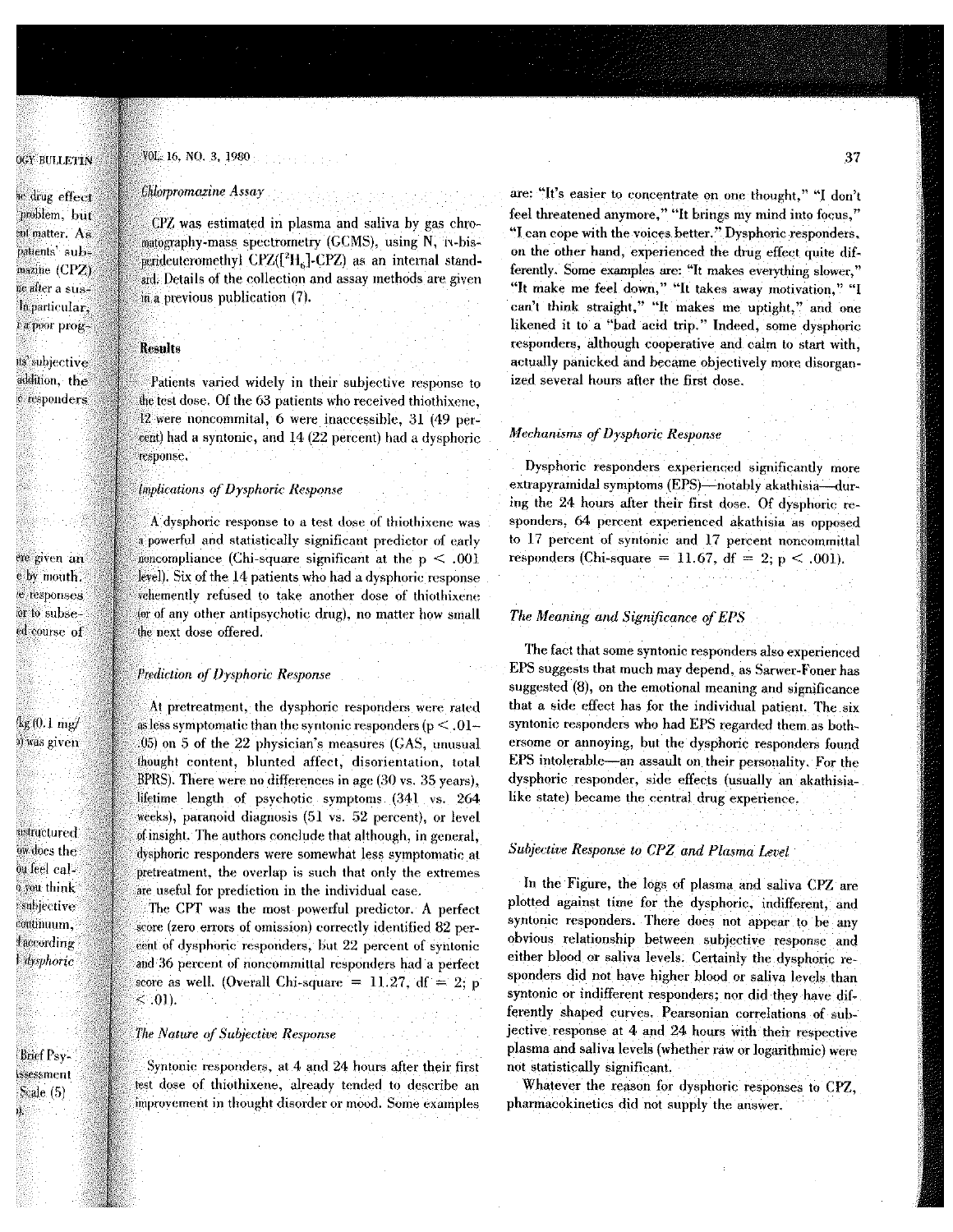### Chlorpromazine Assay

CPZ was estimated in plasma and saliva by gas chromatography-mass spectrometry (GCMS), using N, N-bis-perideuteromethyl CPZ([$^2H_6$]-CPZ) as an internal standard. Details of the collection and assay methods are given in a previous publication (7).

## Results

Patients varied widely in their subjective response to the test dose. Of the 63 patients who received thiothixene, 12 were noncommital, 6 were inaccessible, 31 (49 percent) had a syntonic, and 14 (22 percent) had a dysphoric response.

### Implications of Dysphoric Response

A dysphoric response to a test dose of thiothixene was a powerful and statistically significant predictor of early noncompliance (Chi-square significant at the $p < .001$ level). Six of the 14 patients who had a dysphoric response vehemently refused to take another dose of thiothixene (or of any other antipsychotic drug), no matter how small the next dose offered.

### Prediction of Dysphoric Response

At pretreatment, the dysphoric responders were rated as less symptomatic than the syntonic responders ($p < .01$–$.05$) on 5 of the 22 physician's measures (GAS, unusual thought content, blunted affect, disorientation, total BPRS). There were no differences in age (30 vs. 35 years), lifetime length of psychotic symptoms (341 vs. 264 weeks), paranoid diagnosis (51 vs. 52 percent), or level of insight. The authors conclude that although, in general, dysphoric responders were somewhat less symptomatic at pretreatment, the overlap is such that only the extremes are useful for prediction in the individual case.

The CPT was the most powerful predictor. A perfect score (zero errors of omission) correctly identified 82 percent of dysphoric responders, but 22 percent of syntonic and 36 percent of noncommittal responders had a perfect score as well. (Overall Chi-square = 11.27, df = 2; $p < .01$).

### The Nature of Subjective Response

Syntonic responders, at 4 and 24 hours after their first test dose of thiothixene, already tended to describe an improvement in thought disorder or mood. Some examples are: "It's easier to concentrate on one thought," "I don't feel threatened anymore," "It brings my mind into focus," "I can cope with the voices better." Dysphoric responders, on the other hand, experienced the drug effect quite differently. Some examples are: "It makes everything slower," "It make me feel down," "It takes away motivation," "I can't think straight," "It makes me uptight," and one likened it to a "bad acid trip." Indeed, some dysphoric responders, although cooperative and calm to start with, actually panicked and became objectively more disorganized several hours after the first dose.

### Mechanisms of Dysphoric Response

Dysphoric responders experienced significantly more extrapyramidal symptoms (EPS)—notably akathisia—during the 24 hours after their first dose. Of dysphoric responders, 64 percent experienced akathisia as opposed to 17 percent of syntonic and 17 percent noncommittal responders (Chi-square = 11.67, df = 2; $p < .001$).

### The Meaning and Significance of EPS

The fact that some syntonic responders also experienced EPS suggests that much may depend, as Sarwer-Foner has suggested (8), on the emotional meaning and significance that a side effect has for the individual patient. The six syntonic responders who had EPS regarded them as bothersome or annoying, but the dysphoric responders found EPS intolerable—an assault on their personality. For the dysphoric responder, side effects (usually an akathisia-like state) became the central drug experience.

### Subjective Response to CPZ and Plasma Level

In the Figure, the logs of plasma and saliva CPZ are plotted against time for the dysphoric, indifferent, and syntonic responders. There does not appear to be any obvious relationship between subjective response and either blood or saliva levels. Certainly the dysphoric responders did not have higher blood or saliva levels than syntonic or indifferent responders; nor did they have differently shaped curves. Pearsonian correlations of subjective response at 4 and 24 hours with their respective plasma and saliva levels (whether raw or logarithmic) were not statistically significant.

Whatever the reason for dysphoric responses to CPZ, pharmacokinetics did not supply the answer.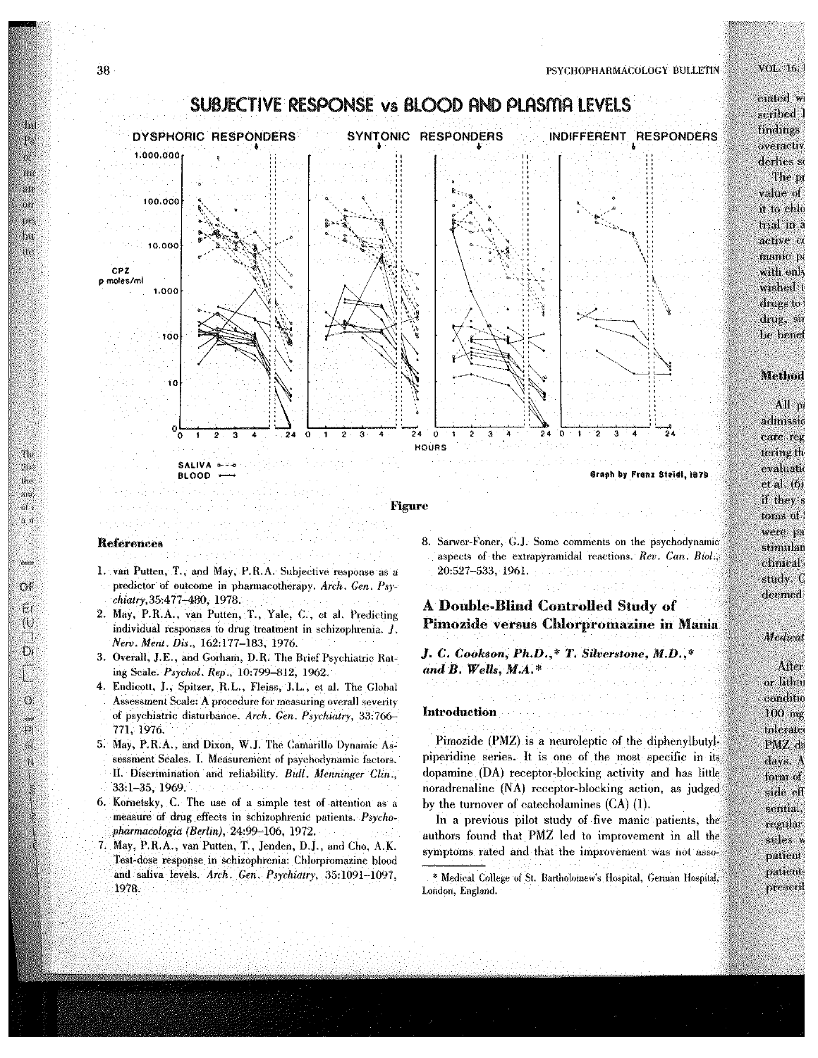SUBJECTIVE RESPONSE vs BLOOD AND PLASMA LEVELS

DYSPHORIC RESPONDERS

SYNTONIC RESPONDERS

INDIFFERENT RESPONDERS

CPZ
p moles/ml

1.000.000
100.000
10.000
1.000
100
10
0

0 1 2 3 4 24

HOURS

SALIVA o--o
BLOOD •—•

Graph by Franz Steidl, 1979

**Figure**

## References

1. van Putten, T., and May, P.R.A. Subjective response as a predictor of outcome in pharmacotherapy. *Arch. Gen. Psychiatry*, 35:477–480, 1978.
2. May, P.R.A., van Putten, T., Yale, C., et al. Predicting individual responses to drug treatment in schizophrenia. *J. Nerv. Ment. Dis.*, 162:177–183, 1976.
3. Overall, J.E., and Gorham, D.R. The Brief Psychiatric Rating Scale. *Psychol. Rep.*, 10:799–812, 1962.
4. Endicott, J., Spitzer, R.L., Fleiss, J.L., et al. The Global Assessment Scale: A procedure for measuring overall severity of psychiatric disturbance. *Arch. Gen. Psychiatry*, 33:766–771, 1976.
5. May, P.R.A., and Dixon, W.J. The Camarillo Dynamic Assessment Scales. I. Measurement of psychodynamic factors. II. Discrimination and reliability. *Bull. Menninger Clin.*, 33:1–35, 1969.
6. Kornetsky, C. The use of a simple test of attention as a measure of drug effects in schizophrenic patients. *Psychopharmacologia (Berlin)*, 24:99–106, 1972.
7. May, P.R.A., van Putten, T., Jenden, D.J., and Cho, A.K. Test-dose response in schizophrenia: Chlorpromazine blood and saliva levels. *Arch. Gen. Psychiatry*, 35:1091–1097, 1978.
8. Sarwer-Foner, G.J. Some comments on the psychodynamic aspects of the extrapyramidal reactions. *Rev. Can. Biol.*, 20:527–533, 1961.

# A Double-Blind Controlled Study of Pimozide versus Chlorpromazine in Mania

***J. C. Cookson, Ph.D.,\* T. Silverstone, M.D.,\* and B. Wells, M.A.\****

## Introduction

Pimozide (PMZ) is a neuroleptic of the diphenylbutylpiperidine series. It is one of the most specific in its dopamine (DA) receptor-blocking activity and has little noradrenaline (NA) receptor-blocking action, as judged by the turnover of catecholamines (CA) (1).

In a previous pilot study of five manic patients, the authors found that PMZ led to improvement in all the symptoms rated and that the improvement was not asso-

\* Medical College of St. Bartholomew's Hospital, German Hospital, London, England.